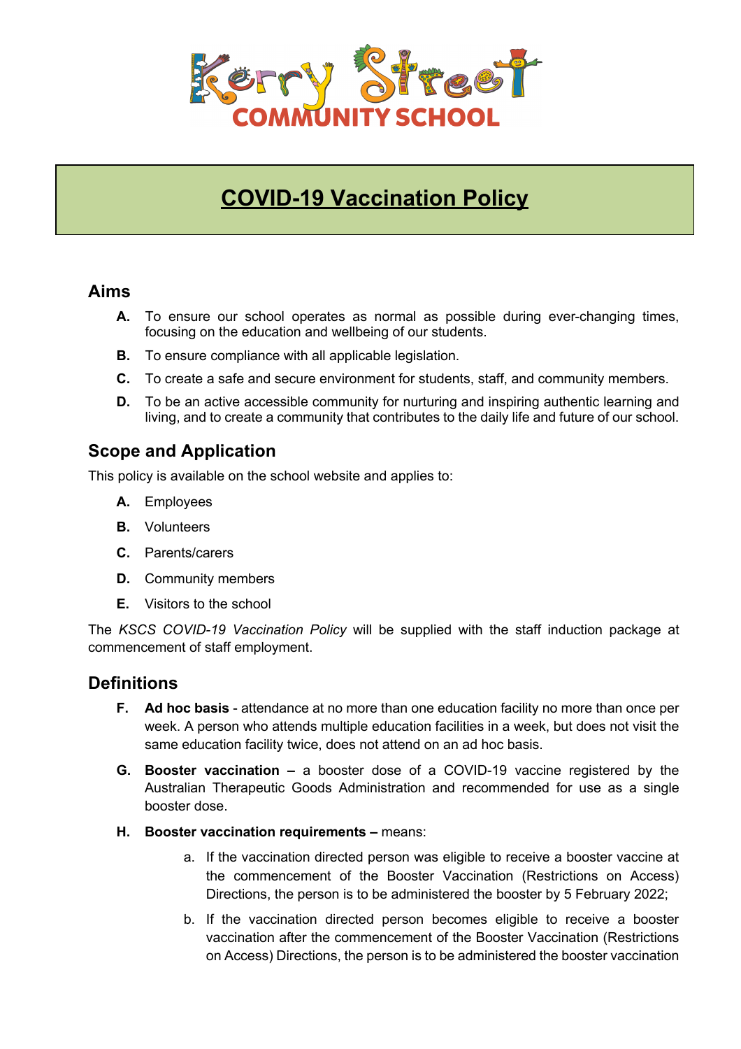# Kerry Street COMMUNITY SCHOOL

# COVID-19 Vaccination Policy

## Aims

**A.** To ensure our school operates as normal as possible during ever-changing times, focusing on the education and wellbeing of our students.

**B.** To ensure compliance with all applicable legislation.

**C.** To create a safe and secure environment for students, staff, and community members.

**D.** To be an active accessible community for nurturing and inspiring authentic learning and living, and to create a community that contributes to the daily life and future of our school.

## Scope and Application

This policy is available on the school website and applies to:

**A.** Employees

**B.** Volunteers

**C.** Parents/carers

**D.** Community members

**E.** Visitors to the school

The *KSCS COVID-19 Vaccination Policy* will be supplied with the staff induction package at commencement of staff employment.

## Definitions

**F.** **Ad hoc basis** - attendance at no more than one education facility no more than once per week. A person who attends multiple education facilities in a week, but does not visit the same education facility twice, does not attend on an ad hoc basis.

**G.** **Booster vaccination –** a booster dose of a COVID-19 vaccine registered by the Australian Therapeutic Goods Administration and recommended for use as a single booster dose.

**H.** **Booster vaccination requirements –** means:

a. If the vaccination directed person was eligible to receive a booster vaccine at the commencement of the Booster Vaccination (Restrictions on Access) Directions, the person is to be administered the booster by 5 February 2022;

b. If the vaccination directed person becomes eligible to receive a booster vaccination after the commencement of the Booster Vaccination (Restrictions on Access) Directions, the person is to be administered the booster vaccination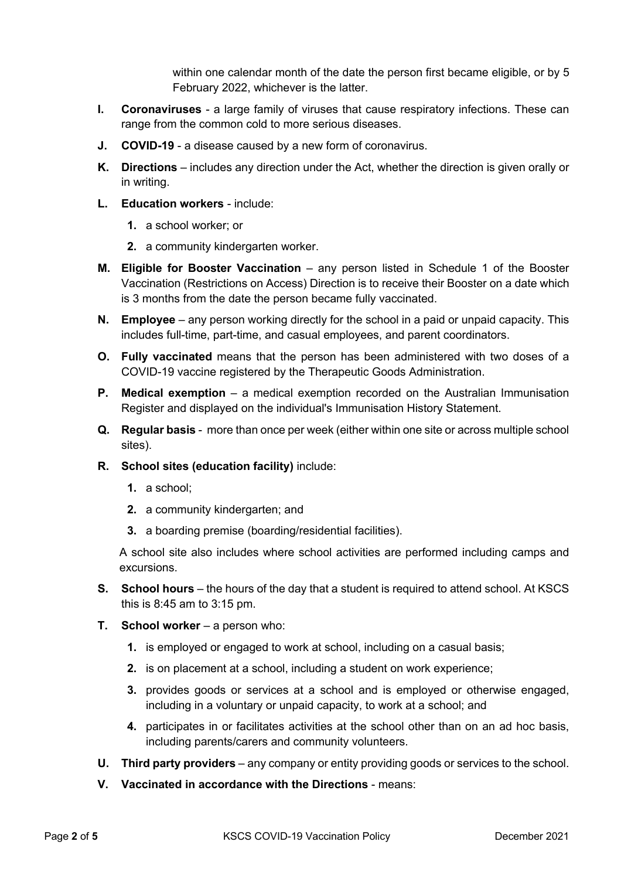within one calendar month of the date the person first became eligible, or by 5 February 2022, whichever is the latter.

**I. Coronaviruses** - a large family of viruses that cause respiratory infections. These can range from the common cold to more serious diseases.

**J. COVID-19** - a disease caused by a new form of coronavirus.

**K. Directions** – includes any direction under the Act, whether the direction is given orally or in writing.

**L. Education workers** - include:

1. a school worker; or
2. a community kindergarten worker.

**M. Eligible for Booster Vaccination** – any person listed in Schedule 1 of the Booster Vaccination (Restrictions on Access) Direction is to receive their Booster on a date which is 3 months from the date the person became fully vaccinated.

**N. Employee** – any person working directly for the school in a paid or unpaid capacity. This includes full-time, part-time, and casual employees, and parent coordinators.

**O. Fully vaccinated** means that the person has been administered with two doses of a COVID-19 vaccine registered by the Therapeutic Goods Administration.

**P. Medical exemption** – a medical exemption recorded on the Australian Immunisation Register and displayed on the individual's Immunisation History Statement.

**Q. Regular basis** - more than once per week (either within one site or across multiple school sites).

**R. School sites (education facility)** include:

1. a school;
2. a community kindergarten; and
3. a boarding premise (boarding/residential facilities).

A school site also includes where school activities are performed including camps and excursions.

**S. School hours** – the hours of the day that a student is required to attend school. At KSCS this is 8:45 am to 3:15 pm.

**T. School worker** – a person who:

1. is employed or engaged to work at school, including on a casual basis;
2. is on placement at a school, including a student on work experience;
3. provides goods or services at a school and is employed or otherwise engaged, including in a voluntary or unpaid capacity, to work at a school; and
4. participates in or facilitates activities at the school other than on an ad hoc basis, including parents/carers and community volunteers.

**U. Third party providers** – any company or entity providing goods or services to the school.

**V. Vaccinated in accordance with the Directions** - means: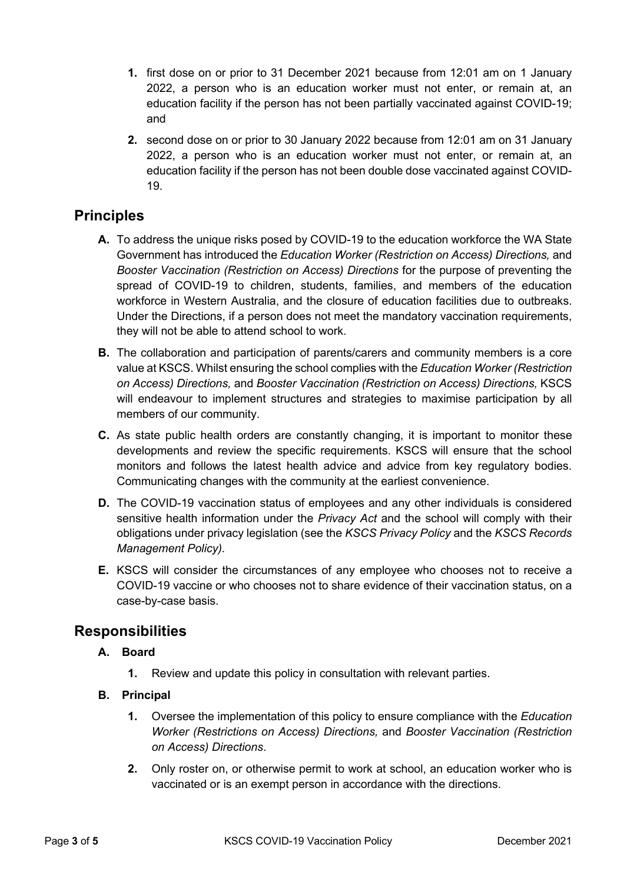1. first dose on or prior to 31 December 2021 because from 12:01 am on 1 January 2022, a person who is an education worker must not enter, or remain at, an education facility if the person has not been partially vaccinated against COVID-19; and
2. second dose on or prior to 30 January 2022 because from 12:01 am on 31 January 2022, a person who is an education worker must not enter, or remain at, an education facility if the person has not been double dose vaccinated against COVID-19.

## Principles

A. To address the unique risks posed by COVID-19 to the education workforce the WA State Government has introduced the *Education Worker (Restriction on Access) Directions,* and *Booster Vaccination (Restriction on Access) Directions* for the purpose of preventing the spread of COVID-19 to children, students, families, and members of the education workforce in Western Australia, and the closure of education facilities due to outbreaks. Under the Directions, if a person does not meet the mandatory vaccination requirements, they will not be able to attend school to work.

B. The collaboration and participation of parents/carers and community members is a core value at KSCS. Whilst ensuring the school complies with the *Education Worker (Restriction on Access) Directions,* and *Booster Vaccination (Restriction on Access) Directions,* KSCS will endeavour to implement structures and strategies to maximise participation by all members of our community.

C. As state public health orders are constantly changing, it is important to monitor these developments and review the specific requirements. KSCS will ensure that the school monitors and follows the latest health advice and advice from key regulatory bodies. Communicating changes with the community at the earliest convenience.

D. The COVID-19 vaccination status of employees and any other individuals is considered sensitive health information under the *Privacy Act* and the school will comply with their obligations under privacy legislation (see the *KSCS Privacy Policy* and the *KSCS Records Management Policy).*

E. KSCS will consider the circumstances of any employee who chooses not to receive a COVID-19 vaccine or who chooses not to share evidence of their vaccination status, on a case-by-case basis.

## Responsibilities

**A. Board**

1. Review and update this policy in consultation with relevant parties.

**B. Principal**

1. Oversee the implementation of this policy to ensure compliance with the *Education Worker (Restrictions on Access) Directions,* and *Booster Vaccination (Restriction on Access) Directions*.
2. Only roster on, or otherwise permit to work at school, an education worker who is vaccinated or is an exempt person in accordance with the directions.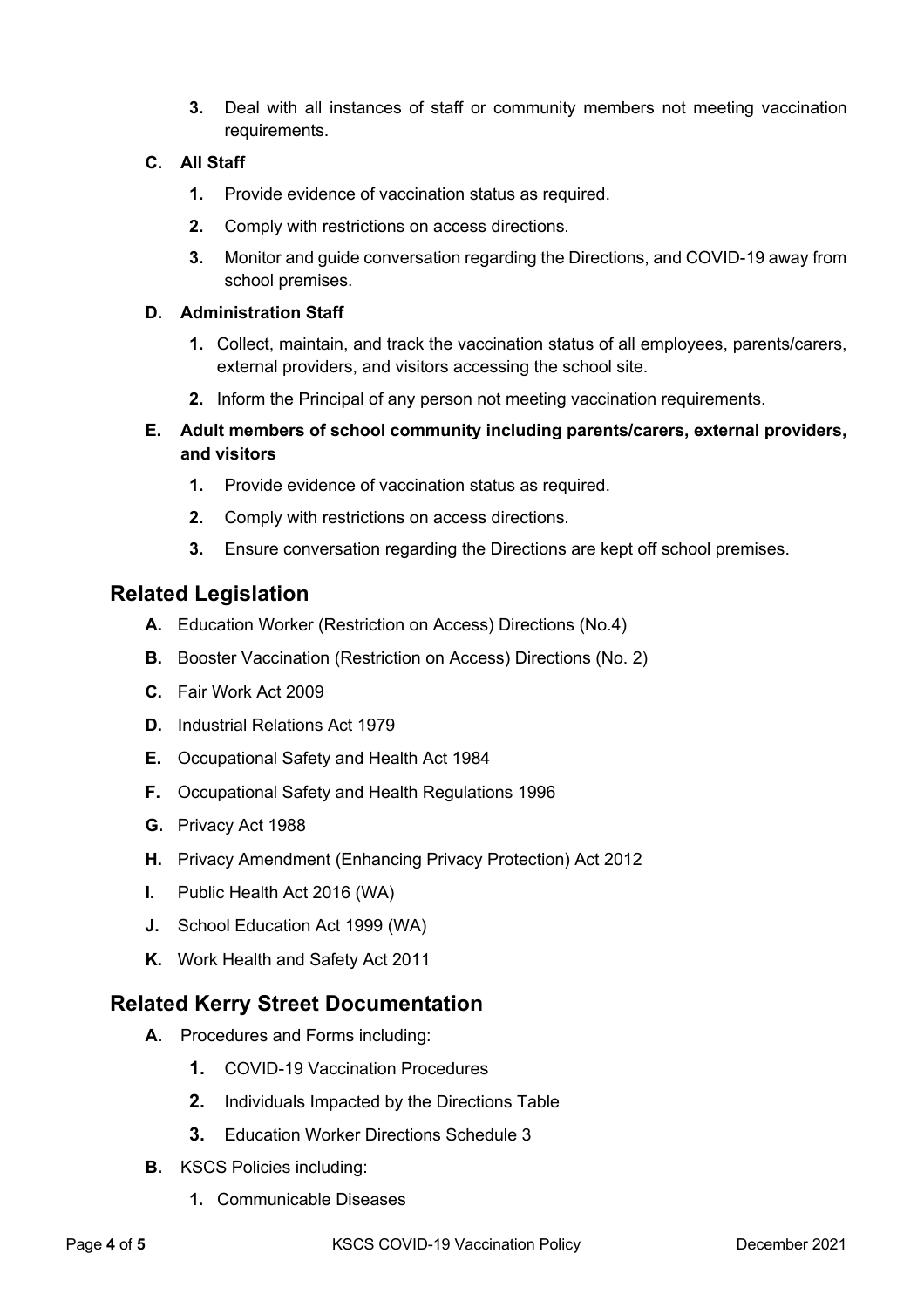3. Deal with all instances of staff or community members not meeting vaccination requirements.

C. **All Staff**

   1. Provide evidence of vaccination status as required.
   2. Comply with restrictions on access directions.
   3. Monitor and guide conversation regarding the Directions, and COVID-19 away from school premises.

D. **Administration Staff**

   1. Collect, maintain, and track the vaccination status of all employees, parents/carers, external providers, and visitors accessing the school site.
   2. Inform the Principal of any person not meeting vaccination requirements.

E. **Adult members of school community including parents/carers, external providers, and visitors**

   1. Provide evidence of vaccination status as required.
   2. Comply with restrictions on access directions.
   3. Ensure conversation regarding the Directions are kept off school premises.

## Related Legislation

A. Education Worker (Restriction on Access) Directions (No.4)

B. Booster Vaccination (Restriction on Access) Directions (No. 2)

C. Fair Work Act 2009

D. Industrial Relations Act 1979

E. Occupational Safety and Health Act 1984

F. Occupational Safety and Health Regulations 1996

G. Privacy Act 1988

H. Privacy Amendment (Enhancing Privacy Protection) Act 2012

I. Public Health Act 2016 (WA)

J. School Education Act 1999 (WA)

K. Work Health and Safety Act 2011

## Related Kerry Street Documentation

A. Procedures and Forms including:

   1. COVID-19 Vaccination Procedures
   2. Individuals Impacted by the Directions Table
   3. Education Worker Directions Schedule 3

B. KSCS Policies including:

   1. Communicable Diseases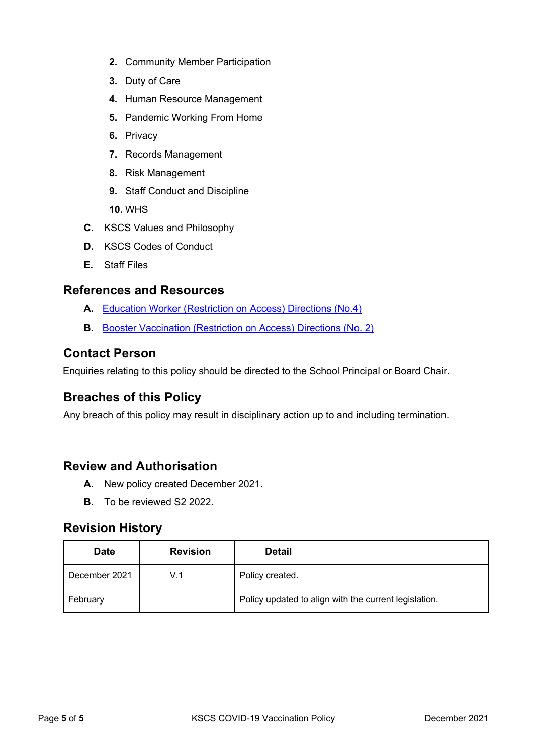2. Community Member Participation
3. Duty of Care
4. Human Resource Management
5. Pandemic Working From Home
6. Privacy
7. Records Management
8. Risk Management
9. Staff Conduct and Discipline
10. WHS

C. KSCS Values and Philosophy

D. KSCS Codes of Conduct

E. Staff Files

## References and Resources

A. Education Worker (Restriction on Access) Directions (No.4)

B. Booster Vaccination (Restriction on Access) Directions (No. 2)

## Contact Person

Enquiries relating to this policy should be directed to the School Principal or Board Chair.

## Breaches of this Policy

Any breach of this policy may result in disciplinary action up to and including termination.

## Review and Authorisation

A. New policy created December 2021.

B. To be reviewed S2 2022.

## Revision History

| Date | Revision | Detail |
|---|---|---|
| December 2021 | V.1 | Policy created. |
| February | | Policy updated to align with the current legislation. |